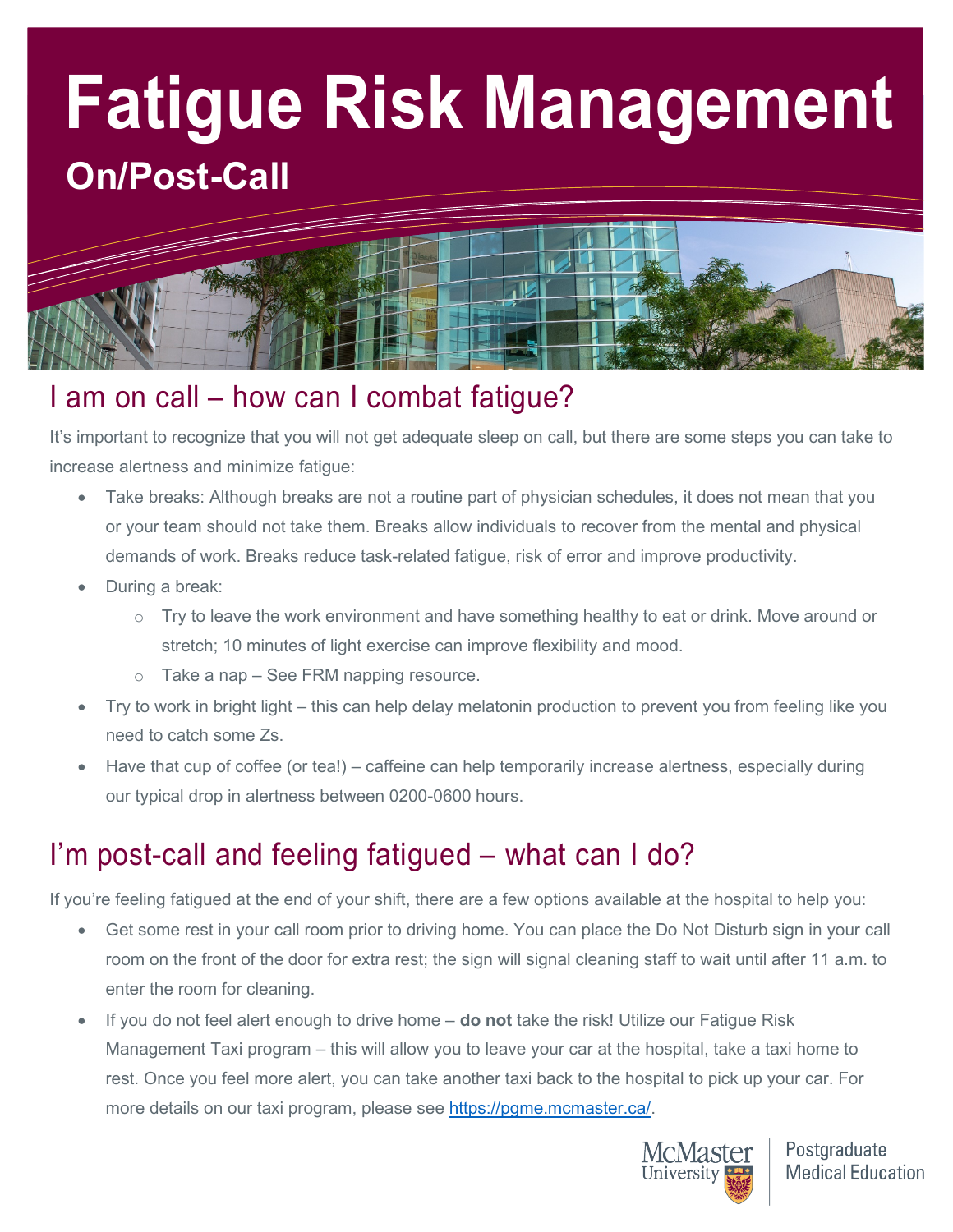# Fatigue Risk Management

## On/Post-Call

## I am on call – how can I combat fatigue?

It's important to recognize that you will not get adequate sleep on call, but there are some steps you can take to increase alertness and minimize fatigue:

- Take breaks: Although breaks are not a routine part of physician schedules, it does not mean that you or your team should not take them. Breaks allow individuals to recover from the mental and physical demands of work. Breaks reduce task-related fatigue, risk of error and improve productivity.
- During a break:
  - Try to leave the work environment and have something healthy to eat or drink. Move around or stretch; 10 minutes of light exercise can improve flexibility and mood.
  - Take a nap – See FRM napping resource.
- Try to work in bright light – this can help delay melatonin production to prevent you from feeling like you need to catch some Zs.
- Have that cup of coffee (or tea!) – caffeine can help temporarily increase alertness, especially during our typical drop in alertness between 0200-0600 hours.

## I'm post-call and feeling fatigued – what can I do?

If you're feeling fatigued at the end of your shift, there are a few options available at the hospital to help you:

- Get some rest in your call room prior to driving home. You can place the Do Not Disturb sign in your call room on the front of the door for extra rest; the sign will signal cleaning staff to wait until after 11 a.m. to enter the room for cleaning.
- If you do not feel alert enough to drive home – **do not** take the risk! Utilize our Fatigue Risk Management Taxi program – this will allow you to leave your car at the hospital, take a taxi home to rest. Once you feel more alert, you can take another taxi back to the hospital to pick up your car. For more details on our taxi program, please see [https://pgme.mcmaster.ca/](https://pgme.mcmaster.ca/).

McMaster University | Postgraduate Medical Education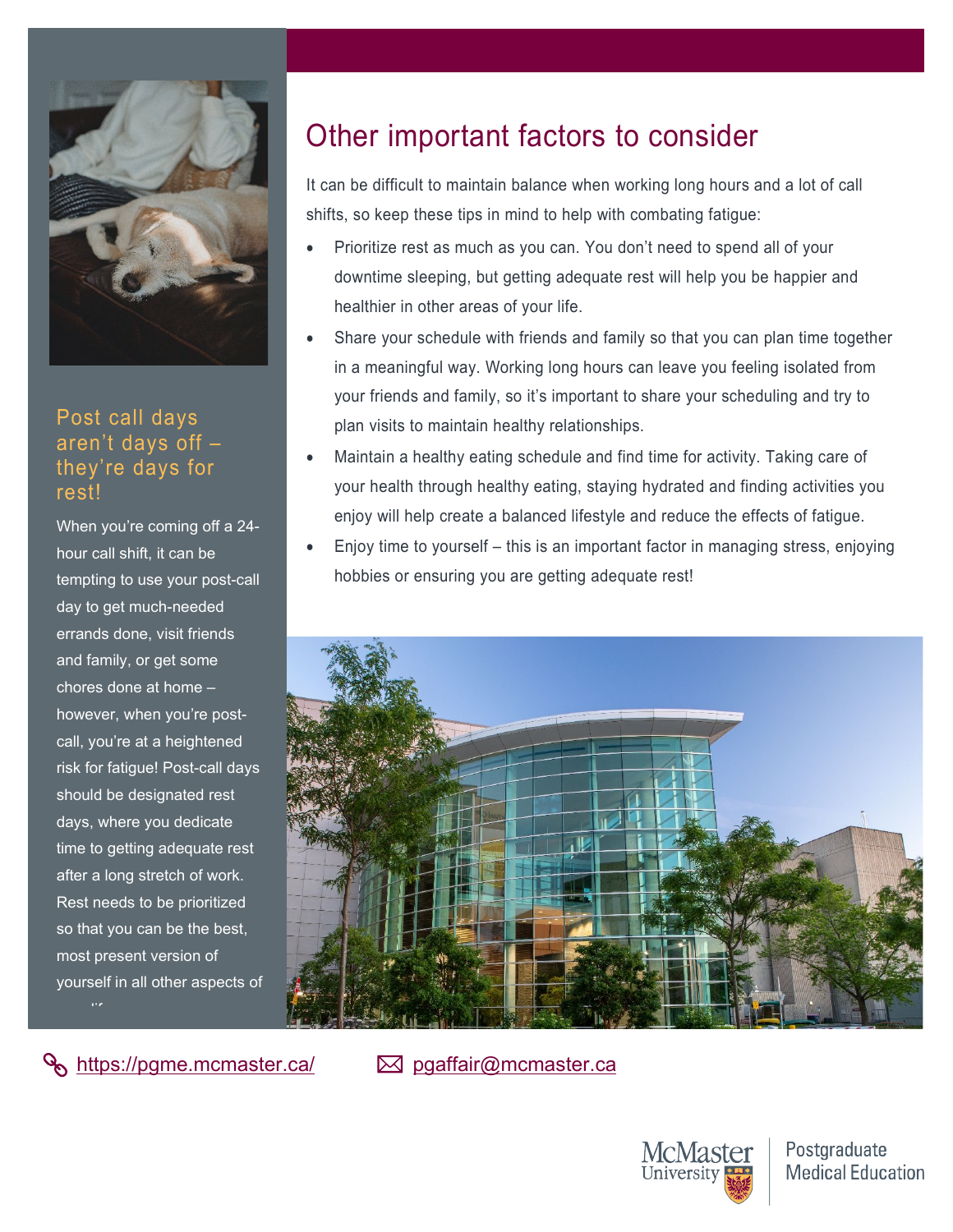## Post call days aren't days off – they're days for rest!

When you're coming off a 24-hour call shift, it can be tempting to use your post-call day to get much-needed errands done, visit friends and family, or get some chores done at home – however, when you're post-call, you're at a heightened risk for fatigue! Post-call days should be designated rest days, where you dedicate time to getting adequate rest after a long stretch of work. Rest needs to be prioritized so that you can be the best, most present version of yourself in all other aspects of life.

# Other important factors to consider

It can be difficult to maintain balance when working long hours and a lot of call shifts, so keep these tips in mind to help with combating fatigue:

- Prioritize rest as much as you can. You don't need to spend all of your downtime sleeping, but getting adequate rest will help you be happier and healthier in other areas of your life.
- Share your schedule with friends and family so that you can plan time together in a meaningful way. Working long hours can leave you feeling isolated from your friends and family, so it's important to share your scheduling and try to plan visits to maintain healthy relationships.
- Maintain a healthy eating schedule and find time for activity. Taking care of your health through healthy eating, staying hydrated and finding activities you enjoy will help create a balanced lifestyle and reduce the effects of fatigue.
- Enjoy time to yourself – this is an important factor in managing stress, enjoying hobbies or ensuring you are getting adequate rest!

https://pgme.mcmaster.ca/ pgaffair@mcmaster.ca

McMaster University | Postgraduate Medical Education